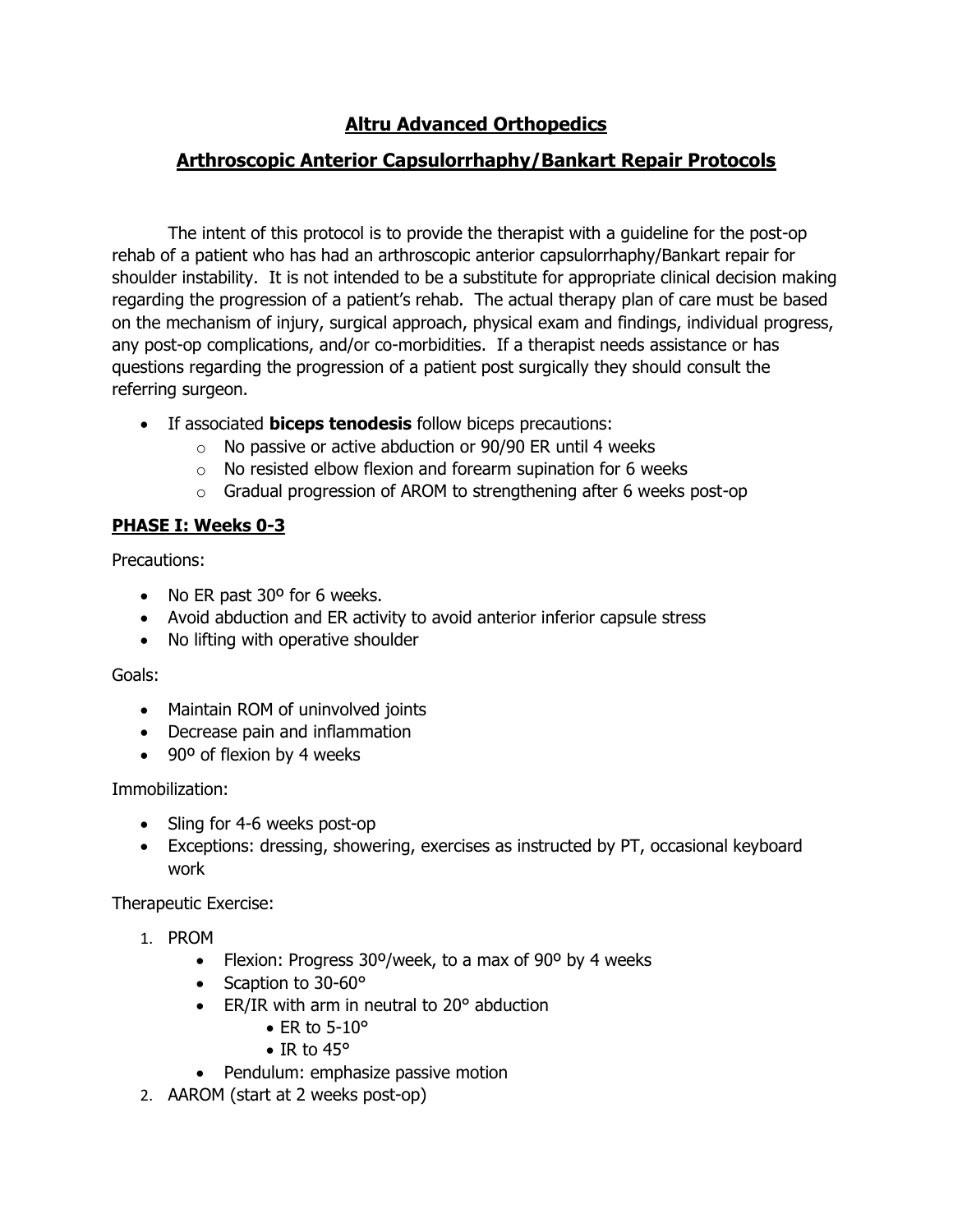# Altru Advanced Orthopedics

## Arthroscopic Anterior Capsulorrhaphy/Bankart Repair Protocols

The intent of this protocol is to provide the therapist with a guideline for the post-op rehab of a patient who has had an arthroscopic anterior capsulorrhaphy/Bankart repair for shoulder instability. It is not intended to be a substitute for appropriate clinical decision making regarding the progression of a patient's rehab. The actual therapy plan of care must be based on the mechanism of injury, surgical approach, physical exam and findings, individual progress, any post-op complications, and/or co-morbidities. If a therapist needs assistance or has questions regarding the progression of a patient post surgically they should consult the referring surgeon.

- If associated **biceps tenodesis** follow biceps precautions:
  - No passive or active abduction or 90/90 ER until 4 weeks
  - No resisted elbow flexion and forearm supination for 6 weeks
  - Gradual progression of AROM to strengthening after 6 weeks post-op

### PHASE I: Weeks 0-3

Precautions:

- No ER past 30º for 6 weeks.
- Avoid abduction and ER activity to avoid anterior inferior capsule stress
- No lifting with operative shoulder

Goals:

- Maintain ROM of uninvolved joints
- Decrease pain and inflammation
- 90º of flexion by 4 weeks

Immobilization:

- Sling for 4-6 weeks post-op
- Exceptions: dressing, showering, exercises as instructed by PT, occasional keyboard work

Therapeutic Exercise:

1. PROM
   - Flexion: Progress 30º/week, to a max of 90º by 4 weeks
   - Scaption to 30-60°
   - ER/IR with arm in neutral to 20° abduction
     - ER to 5-10°
     - IR to 45°
   - Pendulum: emphasize passive motion
2. AAROM (start at 2 weeks post-op)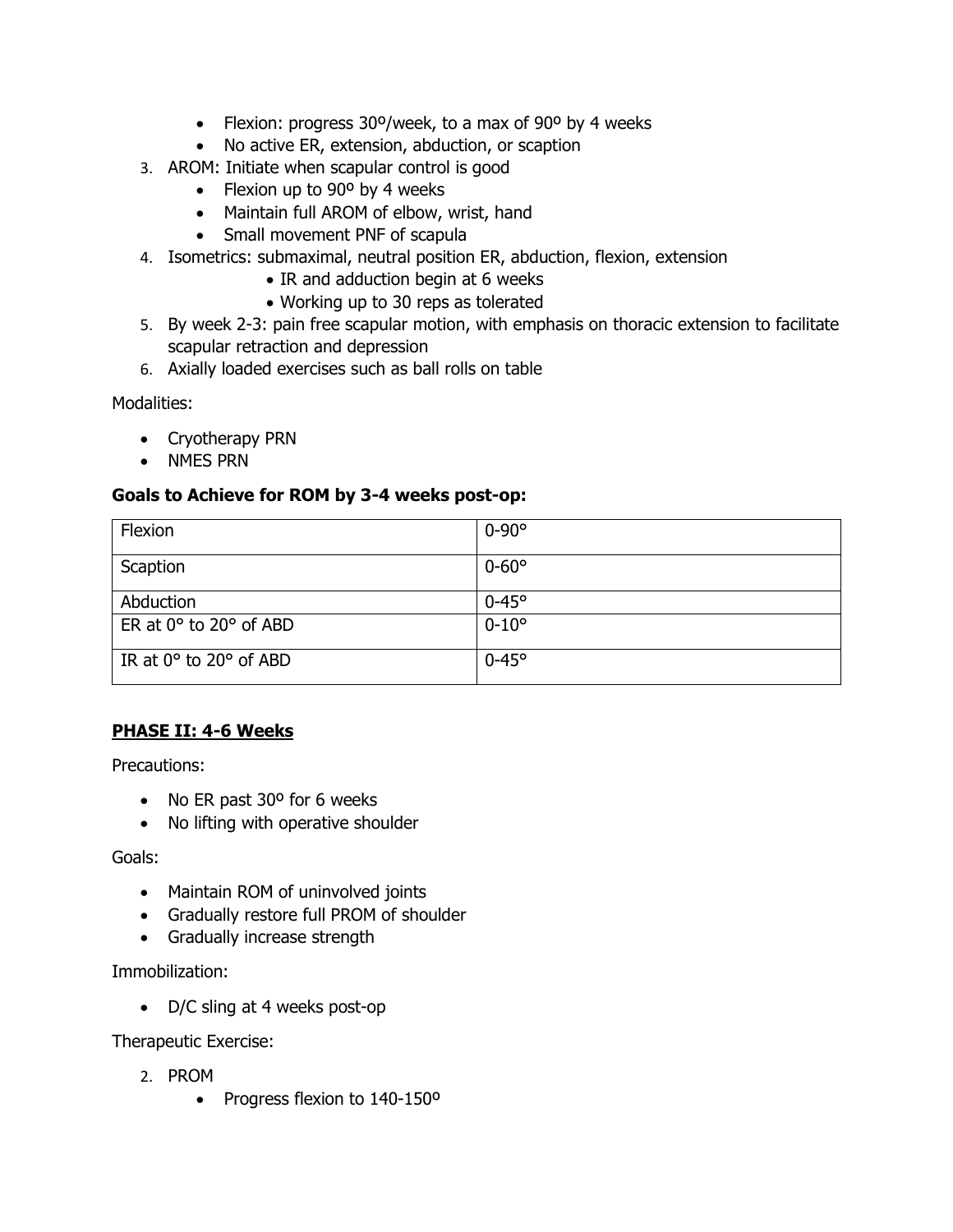- Flexion: progress 30º/week, to a max of 90º by 4 weeks
- No active ER, extension, abduction, or scaption

3. AROM: Initiate when scapular control is good
   - Flexion up to 90º by 4 weeks
   - Maintain full AROM of elbow, wrist, hand
   - Small movement PNF of scapula
4. Isometrics: submaximal, neutral position ER, abduction, flexion, extension
   - IR and adduction begin at 6 weeks
   - Working up to 30 reps as tolerated
5. By week 2-3: pain free scapular motion, with emphasis on thoracic extension to facilitate scapular retraction and depression
6. Axially loaded exercises such as ball rolls on table

Modalities:

- Cryotherapy PRN
- NMES PRN

**Goals to Achieve for ROM by 3-4 weeks post-op:**

| Flexion | 0-90° |
|---|---|
| Scaption | 0-60° |
| Abduction | 0-45° |
| ER at 0° to 20° of ABD | 0-10° |
| IR at 0° to 20° of ABD | 0-45° |

## **PHASE II: 4-6 Weeks**

Precautions:

- No ER past 30º for 6 weeks
- No lifting with operative shoulder

Goals:

- Maintain ROM of uninvolved joints
- Gradually restore full PROM of shoulder
- Gradually increase strength

Immobilization:

- D/C sling at 4 weeks post-op

Therapeutic Exercise:

2. PROM
   - Progress flexion to 140-150º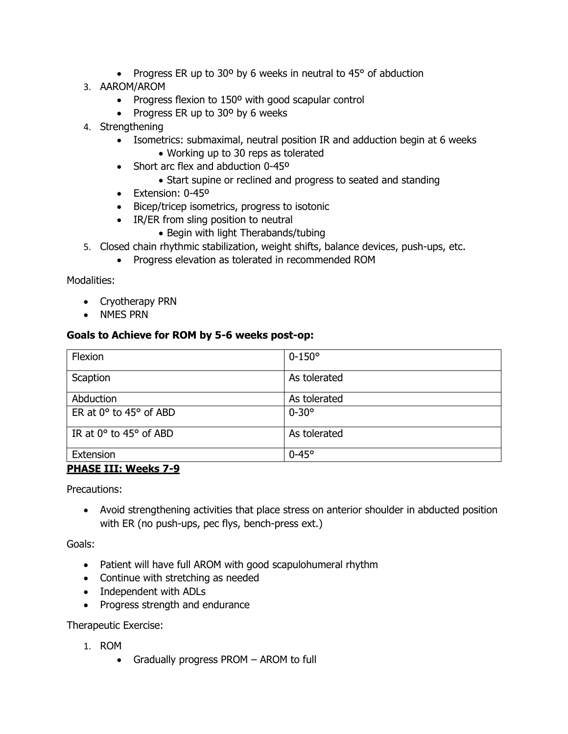- Progress ER up to 30º by 6 weeks in neutral to 45° of abduction

3. AAROM/AROM
   - Progress flexion to 150º with good scapular control
   - Progress ER up to 30º by 6 weeks
4. Strengthening
   - Isometrics: submaximal, neutral position IR and adduction begin at 6 weeks
     - Working up to 30 reps as tolerated
   - Short arc flex and abduction 0-45º
     - Start supine or reclined and progress to seated and standing
   - Extension: 0-45º
   - Bicep/tricep isometrics, progress to isotonic
   - IR/ER from sling position to neutral
     - Begin with light Therabands/tubing
5. Closed chain rhythmic stabilization, weight shifts, balance devices, push-ups, etc.
   - Progress elevation as tolerated in recommended ROM

Modalities:

- Cryotherapy PRN
- NMES PRN

**Goals to Achieve for ROM by 5-6 weeks post-op:**

| | |
|---|---|
| Flexion | 0-150° |
| Scaption | As tolerated |
| Abduction | As tolerated |
| ER at 0° to 45° of ABD | 0-30° |
| IR at 0° to 45° of ABD | As tolerated |
| Extension | 0-45° |

**PHASE III: Weeks 7-9**

Precautions:

- Avoid strengthening activities that place stress on anterior shoulder in abducted position with ER (no push-ups, pec flys, bench-press ext.)

Goals:

- Patient will have full AROM with good scapulohumeral rhythm
- Continue with stretching as needed
- Independent with ADLs
- Progress strength and endurance

Therapeutic Exercise:

1. ROM
   - Gradually progress PROM – AROM to full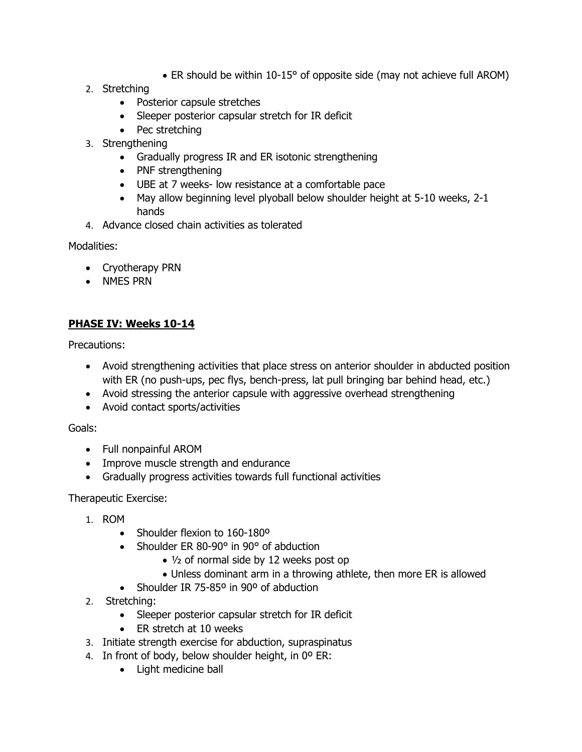- ER should be within 10-15° of opposite side (may not achieve full AROM)

2. Stretching
    - Posterior capsule stretches
    - Sleeper posterior capsular stretch for IR deficit
    - Pec stretching
3. Strengthening
    - Gradually progress IR and ER isotonic strengthening
    - PNF strengthening
    - UBE at 7 weeks- low resistance at a comfortable pace
    - May allow beginning level plyoball below shoulder height at 5-10 weeks, 2-1 hands
4. Advance closed chain activities as tolerated

Modalities:

- Cryotherapy PRN
- NMES PRN

## **PHASE IV: Weeks 10-14**

Precautions:

- Avoid strengthening activities that place stress on anterior shoulder in abducted position with ER (no push-ups, pec flys, bench-press, lat pull bringing bar behind head, etc.)
- Avoid stressing the anterior capsule with aggressive overhead strengthening
- Avoid contact sports/activities

Goals:

- Full nonpainful AROM
- Improve muscle strength and endurance
- Gradually progress activities towards full functional activities

Therapeutic Exercise:

1. ROM
    - Shoulder flexion to 160-180º
    - Shoulder ER 80-90° in 90° of abduction
        - ½ of normal side by 12 weeks post op
        - Unless dominant arm in a throwing athlete, then more ER is allowed
    - Shoulder IR 75-85º in 90º of abduction
2. Stretching:
    - Sleeper posterior capsular stretch for IR deficit
    - ER stretch at 10 weeks
3. Initiate strength exercise for abduction, supraspinatus
4. In front of body, below shoulder height, in 0º ER:
    - Light medicine ball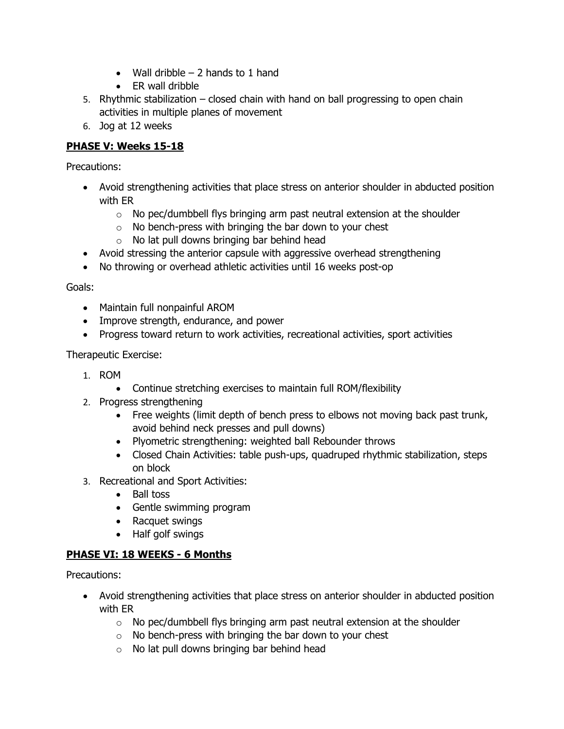- Wall dribble – 2 hands to 1 hand
- ER wall dribble

5. Rhythmic stabilization – closed chain with hand on ball progressing to open chain activities in multiple planes of movement
6. Jog at 12 weeks

## **PHASE V: Weeks 15-18**

Precautions:

- Avoid strengthening activities that place stress on anterior shoulder in abducted position with ER
  - No pec/dumbbell flys bringing arm past neutral extension at the shoulder
  - No bench-press with bringing the bar down to your chest
  - No lat pull downs bringing bar behind head
- Avoid stressing the anterior capsule with aggressive overhead strengthening
- No throwing or overhead athletic activities until 16 weeks post-op

Goals:

- Maintain full nonpainful AROM
- Improve strength, endurance, and power
- Progress toward return to work activities, recreational activities, sport activities

Therapeutic Exercise:

1. ROM
   - Continue stretching exercises to maintain full ROM/flexibility
2. Progress strengthening
   - Free weights (limit depth of bench press to elbows not moving back past trunk, avoid behind neck presses and pull downs)
   - Plyometric strengthening: weighted ball Rebounder throws
   - Closed Chain Activities: table push-ups, quadruped rhythmic stabilization, steps on block
3. Recreational and Sport Activities:
   - Ball toss
   - Gentle swimming program
   - Racquet swings
   - Half golf swings

## **PHASE VI: 18 WEEKS - 6 Months**

Precautions:

- Avoid strengthening activities that place stress on anterior shoulder in abducted position with ER
  - No pec/dumbbell flys bringing arm past neutral extension at the shoulder
  - No bench-press with bringing the bar down to your chest
  - No lat pull downs bringing bar behind head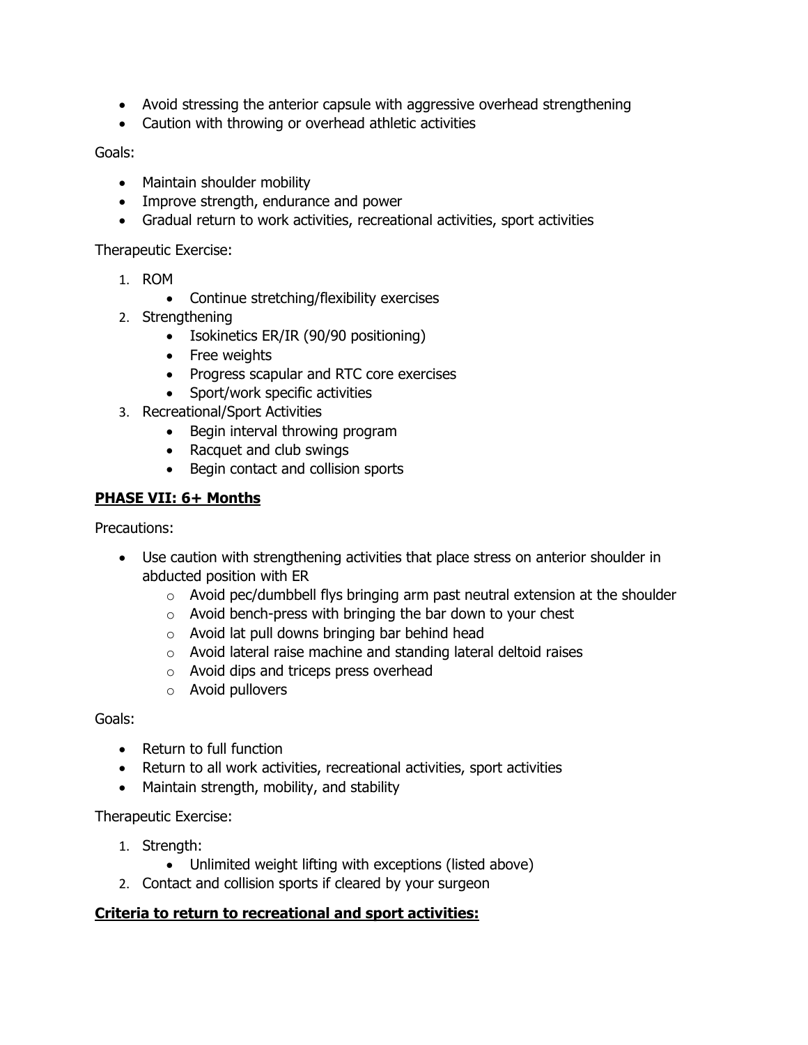- Avoid stressing the anterior capsule with aggressive overhead strengthening
- Caution with throwing or overhead athletic activities

Goals:

- Maintain shoulder mobility
- Improve strength, endurance and power
- Gradual return to work activities, recreational activities, sport activities

Therapeutic Exercise:

1. ROM
   - Continue stretching/flexibility exercises
2. Strengthening
   - Isokinetics ER/IR (90/90 positioning)
   - Free weights
   - Progress scapular and RTC core exercises
   - Sport/work specific activities
3. Recreational/Sport Activities
   - Begin interval throwing program
   - Racquet and club swings
   - Begin contact and collision sports

**<u>PHASE VII: 6+ Months</u>**

Precautions:

- Use caution with strengthening activities that place stress on anterior shoulder in abducted position with ER
  - Avoid pec/dumbbell flys bringing arm past neutral extension at the shoulder
  - Avoid bench-press with bringing the bar down to your chest
  - Avoid lat pull downs bringing bar behind head
  - Avoid lateral raise machine and standing lateral deltoid raises
  - Avoid dips and triceps press overhead
  - Avoid pullovers

Goals:

- Return to full function
- Return to all work activities, recreational activities, sport activities
- Maintain strength, mobility, and stability

Therapeutic Exercise:

1. Strength:
   - Unlimited weight lifting with exceptions (listed above)
2. Contact and collision sports if cleared by your surgeon

**<u>Criteria to return to recreational and sport activities:</u>**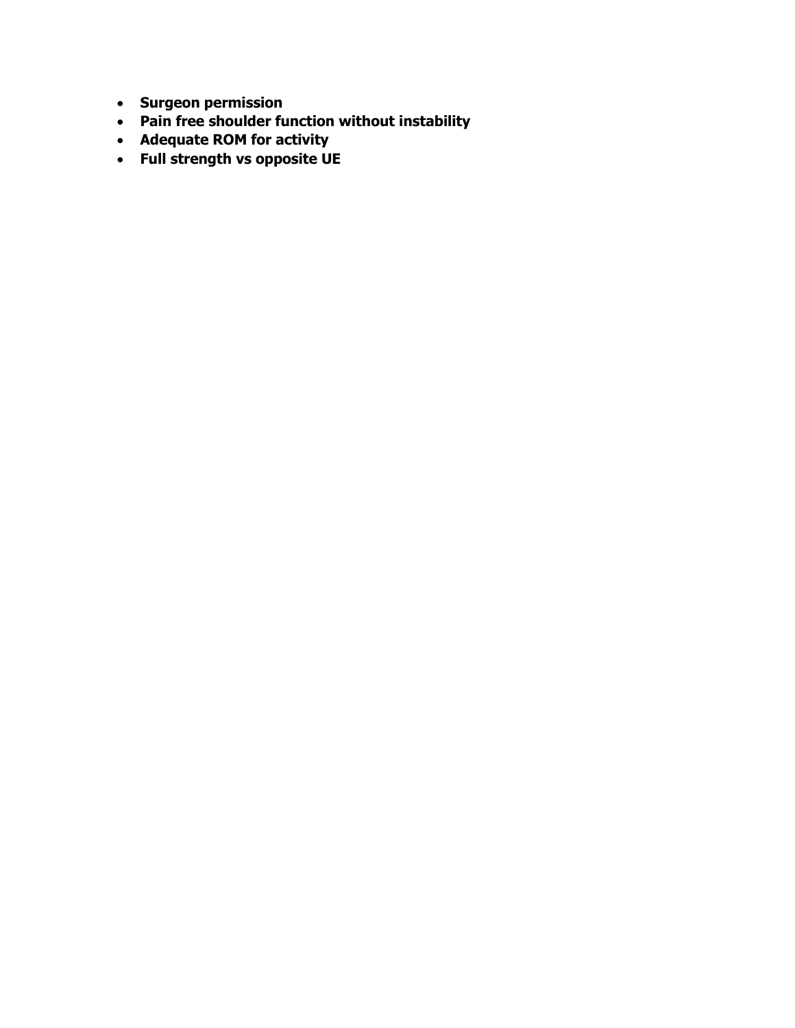- **Surgeon permission**
- **Pain free shoulder function without instability**
- **Adequate ROM for activity**
- **Full strength vs opposite UE**